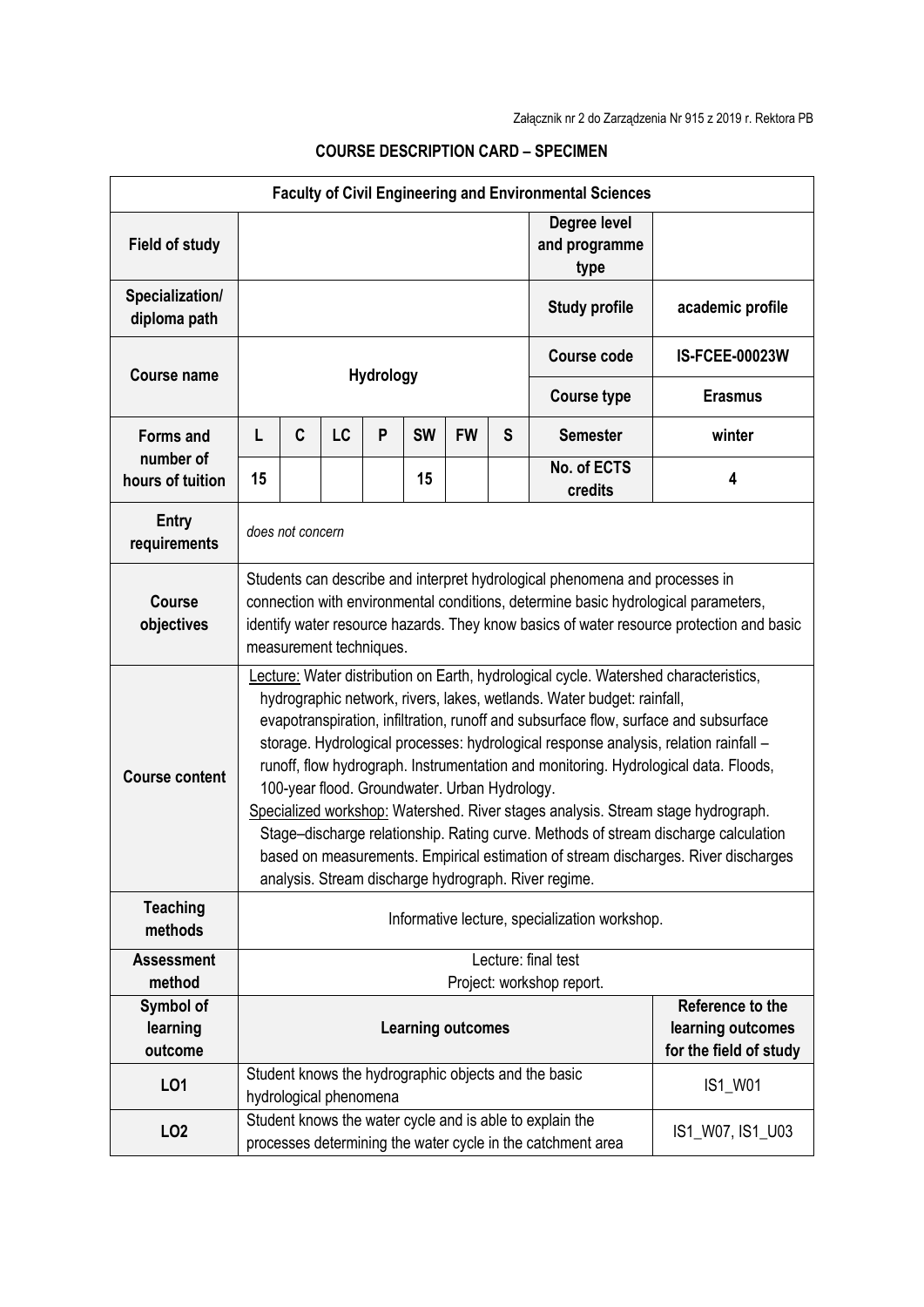Załącznik nr 2 do Zarządzenia Nr 915 z 2019 r. Rektora PB

## COURSE DESCRIPTION CARD – SPECIMEN

| **Faculty of Civil Engineering and Environmental Sciences** | | | | | | | | | |
|---|---|---|---|---|---|---|---|---|---|
| **Field of study** | | | | | | | | **Degree level and programme type** | |
| **Specialization/ diploma path** | | | | | | | | **Study profile** | **academic profile** |
| **Course name** | **Hydrology** | | | | | | | **Course code** | **IS-FCEE-00023W** |
| | | | | | | | | **Course type** | **Erasmus** |
| **Forms and number of hours of tuition** | **L** | **C** | **LC** | **P** | **SW** | **FW** | **S** | **Semester** | **winter** |
| | **15** | | | | **15** | | | **No. of ECTS credits** | **4** |
| **Entry requirements** | *does not concern* | | | | | | | | |
| **Course objectives** | Students can describe and interpret hydrological phenomena and processes in connection with environmental conditions, determine basic hydrological parameters, identify water resource hazards. They know basics of water resource protection and basic measurement techniques. | | | | | | | | |
| **Course content** | Lecture: Water distribution on Earth, hydrological cycle. Watershed characteristics, hydrographic network, rivers, lakes, wetlands. Water budget: rainfall, evapotranspiration, infiltration, runoff and subsurface flow, surface and subsurface storage. Hydrological processes: hydrological response analysis, relation rainfall – runoff, flow hydrograph. Instrumentation and monitoring. Hydrological data. Floods, 100-year flood. Groundwater. Urban Hydrology. Specialized workshop: Watershed. River stages analysis. Stream stage hydrograph. Stage–discharge relationship. Rating curve. Methods of stream discharge calculation based on measurements. Empirical estimation of stream discharges. River discharges analysis. Stream discharge hydrograph. River regime. | | | | | | | | |
| **Teaching methods** | Informative lecture, specialization workshop. | | | | | | | | |
| **Assessment method** | Lecture: final test<br>Project: workshop report. | | | | | | | | |
| **Symbol of learning outcome** | **Learning outcomes** | | | | | | | | **Reference to the learning outcomes for the field of study** |
| **LO1** | Student knows the hydrographic objects and the basic hydrological phenomena | | | | | | | | IS1_W01 |
| **LO2** | Student knows the water cycle and is able to explain the processes determining the water cycle in the catchment area | | | | | | | | IS1_W07, IS1_U03 |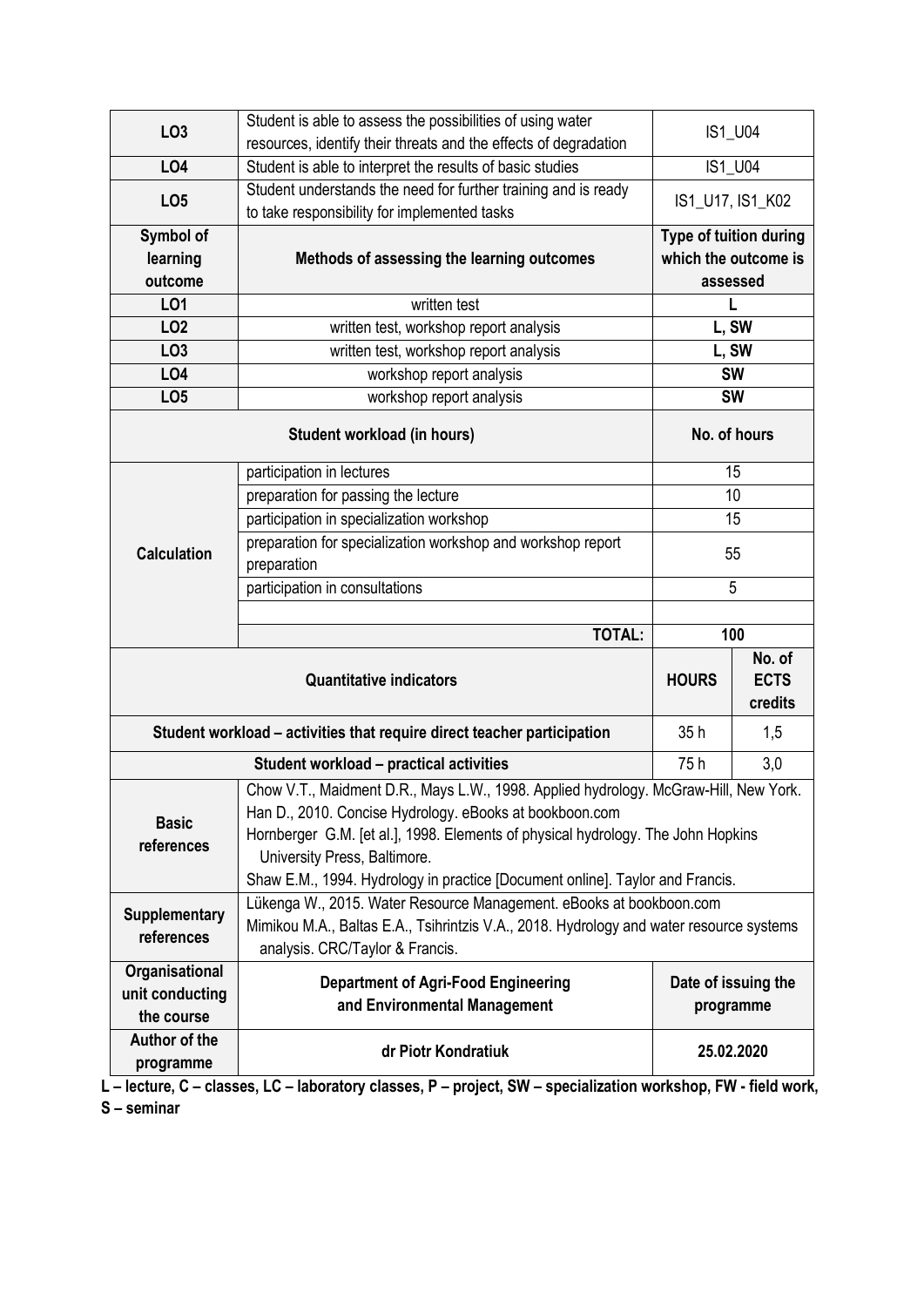| | | | |
|---|---|---|---|
| **LO3** | Student is able to assess the possibilities of using water resources, identify their threats and the effects of degradation | IS1_U04 | |
| **LO4** | Student is able to interpret the results of basic studies | IS1_U04 | |
| **LO5** | Student understands the need for further training and is ready to take responsibility for implemented tasks | IS1_U17, IS1_K02 | |
| **Symbol of learning outcome** | **Methods of assessing the learning outcomes** | **Type of tuition during which the outcome is assessed** | |
| **LO1** | written test | **L** | |
| **LO2** | written test, workshop report analysis | **L, SW** | |
| **LO3** | written test, workshop report analysis | **L, SW** | |
| **LO4** | workshop report analysis | **SW** | |
| **LO5** | workshop report analysis | **SW** | |
| **Student workload (in hours)** | | **No. of hours** | |
| **Calculation** | participation in lectures | 15 | |
| | preparation for passing the lecture | 10 | |
| | participation in specialization workshop | 15 | |
| | preparation for specialization workshop and workshop report preparation | 55 | |
| | participation in consultations | 5 | |
| | | | |
| | **TOTAL:** | **100** | |
| **Quantitative indicators** | | **HOURS** | **No. of ECTS credits** |
| **Student workload – activities that require direct teacher participation** | | 35 h | 1,5 |
| **Student workload – practical activities** | | 75 h | 3,0 |
| **Basic references** | Chow V.T., Maidment D.R., Mays L.W., 1998. Applied hydrology. McGraw-Hill, New York.<br>Han D., 2010. Concise Hydrology. eBooks at bookboon.com<br>Hornberger G.M. [et al.], 1998. Elements of physical hydrology. The John Hopkins University Press, Baltimore.<br>Shaw E.M., 1994. Hydrology in practice [Document online]. Taylor and Francis. | | |
| **Supplementary references** | Lükenga W., 2015. Water Resource Management. eBooks at bookboon.com<br>Mimikou M.A., Baltas E.A., Tsihrintzis V.A., 2018. Hydrology and water resource systems analysis. CRC/Taylor & Francis. | | |
| **Organisational unit conducting the course** | **Department of Agri-Food Engineering and Environmental Management** | **Date of issuing the programme** | |
| **Author of the programme** | **dr Piotr Kondratiuk** | **25.02.2020** | |

**L – lecture, C – classes, LC – laboratory classes, P – project, SW – specialization workshop, FW - field work, S – seminar**